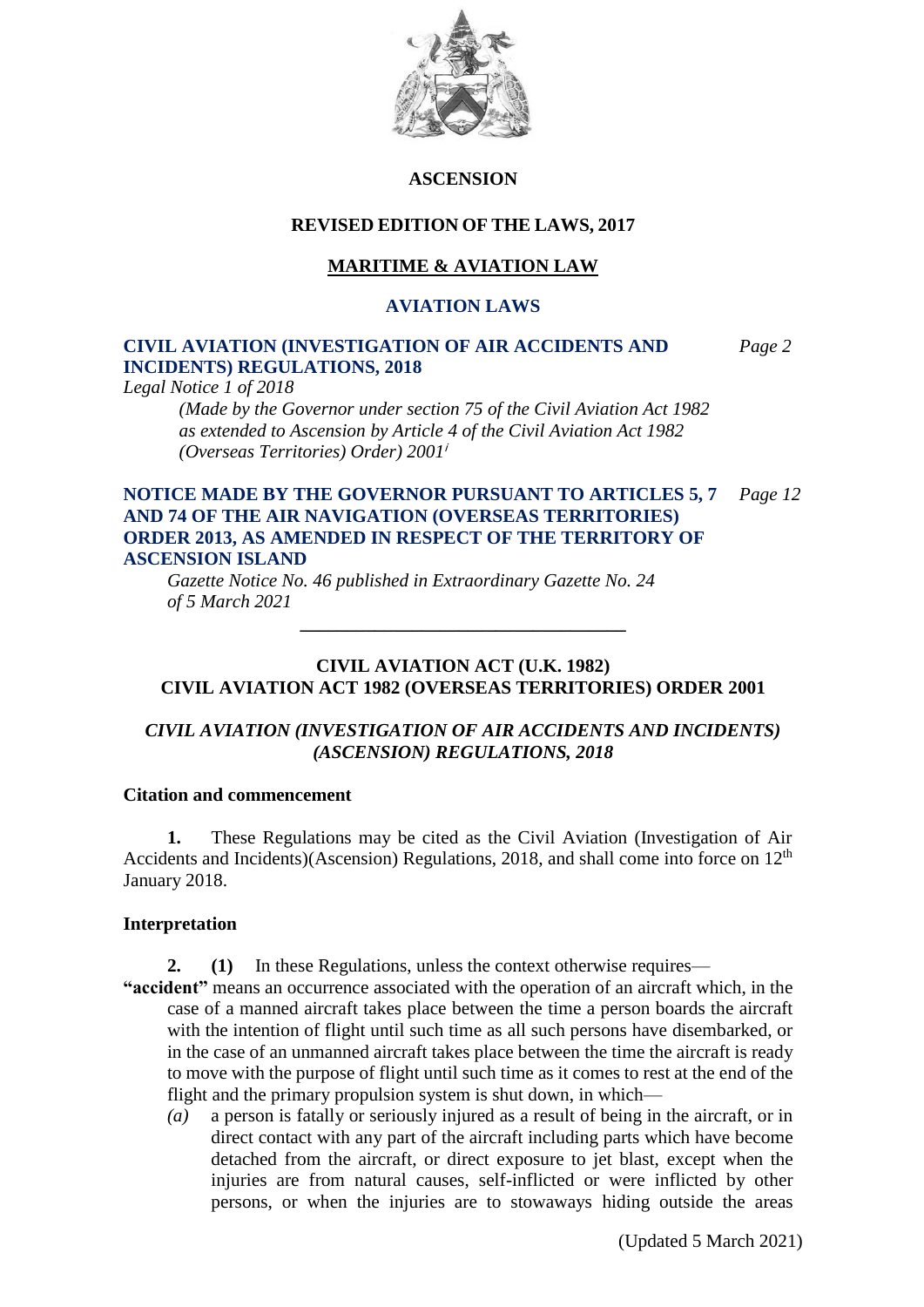# ASCENSION

## REVISED EDITION OF THE LAWS, 2017

## MARITIME & AVIATION LAW

## AVIATION LAWS

**CIVIL AVIATION (INVESTIGATION OF AIR ACCIDENTS AND INCIDENTS) REGULATIONS, 2018** — *Page 2*

*Legal Notice 1 of 2018*

*(Made by the Governor under section 75 of the Civil Aviation Act 1982 as extended to Ascension by Article 4 of the Civil Aviation Act 1982 (Overseas Territories) Order) 2001[i]*

**NOTICE MADE BY THE GOVERNOR PURSUANT TO ARTICLES 5, 7 AND 74 OF THE AIR NAVIGATION (OVERSEAS TERRITORIES) ORDER 2013, AS AMENDED IN RESPECT OF THE TERRITORY OF ASCENSION ISLAND** — *Page 12*

*Gazette Notice No. 46 published in Extraordinary Gazette No. 24 of 5 March 2021*

---

## CIVIL AVIATION ACT (U.K. 1982)
## CIVIL AVIATION ACT 1982 (OVERSEAS TERRITORIES) ORDER 2001

### *CIVIL AVIATION (INVESTIGATION OF AIR ACCIDENTS AND INCIDENTS) (ASCENSION) REGULATIONS, 2018*

**Citation and commencement**

**1.** These Regulations may be cited as the Civil Aviation (Investigation of Air Accidents and Incidents)(Ascension) Regulations, 2018, and shall come into force on 12th January 2018.

**Interpretation**

**2. (1)** In these Regulations, unless the context otherwise requires—

**"accident"** means an occurrence associated with the operation of an aircraft which, in the case of a manned aircraft takes place between the time a person boards the aircraft with the intention of flight until such time as all such persons have disembarked, or in the case of an unmanned aircraft takes place between the time the aircraft is ready to move with the purpose of flight until such time as it comes to rest at the end of the flight and the primary propulsion system is shut down, in which—

*(a)* a person is fatally or seriously injured as a result of being in the aircraft, or in direct contact with any part of the aircraft including parts which have become detached from the aircraft, or direct exposure to jet blast, except when the injuries are from natural causes, self-inflicted or were inflicted by other persons, or when the injuries are to stowaways hiding outside the areas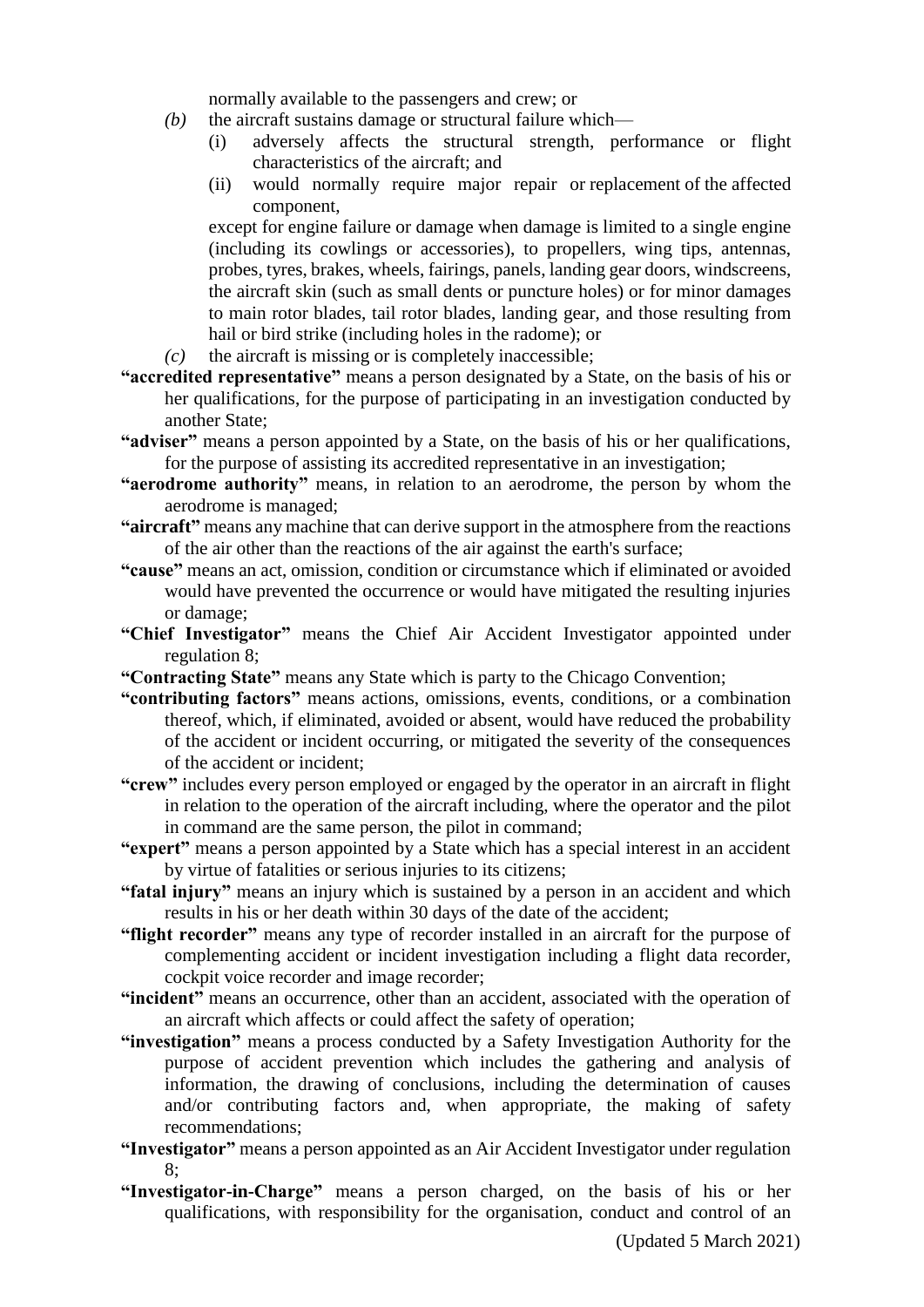normally available to the passengers and crew; or

*(b)* the aircraft sustains damage or structural failure which—

(i) adversely affects the structural strength, performance or flight characteristics of the aircraft; and

(ii) would normally require major repair or replacement of the affected component,

except for engine failure or damage when damage is limited to a single engine (including its cowlings or accessories), to propellers, wing tips, antennas, probes, tyres, brakes, wheels, fairings, panels, landing gear doors, windscreens, the aircraft skin (such as small dents or puncture holes) or for minor damages to main rotor blades, tail rotor blades, landing gear, and those resulting from hail or bird strike (including holes in the radome); or

*(c)* the aircraft is missing or is completely inaccessible;

**"accredited representative"** means a person designated by a State, on the basis of his or her qualifications, for the purpose of participating in an investigation conducted by another State;

**"adviser"** means a person appointed by a State, on the basis of his or her qualifications, for the purpose of assisting its accredited representative in an investigation;

**"aerodrome authority"** means, in relation to an aerodrome, the person by whom the aerodrome is managed;

**"aircraft"** means any machine that can derive support in the atmosphere from the reactions of the air other than the reactions of the air against the earth's surface;

**"cause"** means an act, omission, condition or circumstance which if eliminated or avoided would have prevented the occurrence or would have mitigated the resulting injuries or damage;

**"Chief Investigator"** means the Chief Air Accident Investigator appointed under regulation 8;

**"Contracting State"** means any State which is party to the Chicago Convention;

**"contributing factors"** means actions, omissions, events, conditions, or a combination thereof, which, if eliminated, avoided or absent, would have reduced the probability of the accident or incident occurring, or mitigated the severity of the consequences of the accident or incident;

**"crew"** includes every person employed or engaged by the operator in an aircraft in flight in relation to the operation of the aircraft including, where the operator and the pilot in command are the same person, the pilot in command;

**"expert"** means a person appointed by a State which has a special interest in an accident by virtue of fatalities or serious injuries to its citizens;

**"fatal injury"** means an injury which is sustained by a person in an accident and which results in his or her death within 30 days of the date of the accident;

**"flight recorder"** means any type of recorder installed in an aircraft for the purpose of complementing accident or incident investigation including a flight data recorder, cockpit voice recorder and image recorder;

**"incident"** means an occurrence, other than an accident, associated with the operation of an aircraft which affects or could affect the safety of operation;

**"investigation"** means a process conducted by a Safety Investigation Authority for the purpose of accident prevention which includes the gathering and analysis of information, the drawing of conclusions, including the determination of causes and/or contributing factors and, when appropriate, the making of safety recommendations;

**"Investigator"** means a person appointed as an Air Accident Investigator under regulation 8;

**"Investigator-in-Charge"** means a person charged, on the basis of his or her qualifications, with responsibility for the organisation, conduct and control of an

(Updated 5 March 2021)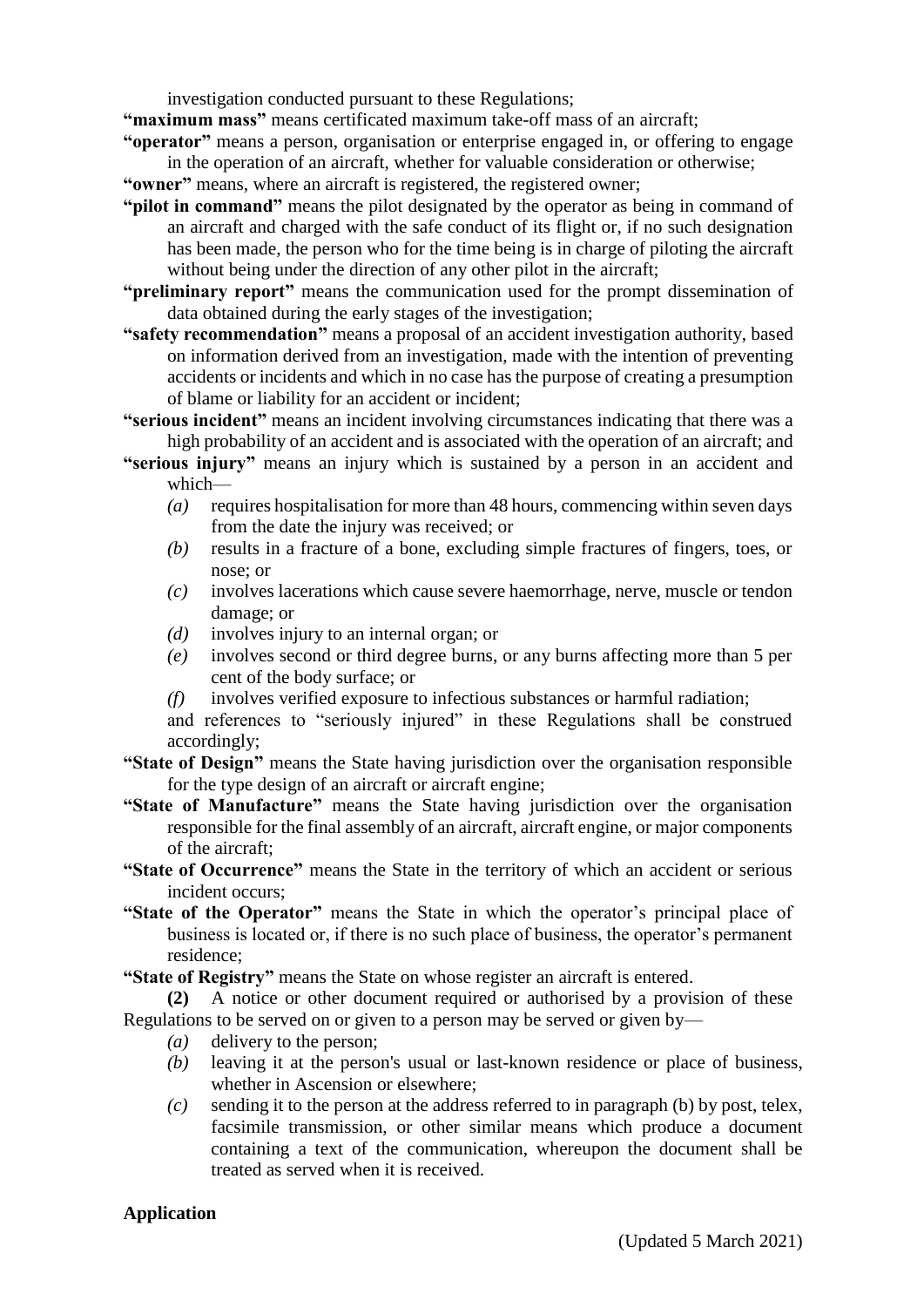investigation conducted pursuant to these Regulations;

**"maximum mass"** means certificated maximum take-off mass of an aircraft;

**"operator"** means a person, organisation or enterprise engaged in, or offering to engage in the operation of an aircraft, whether for valuable consideration or otherwise;

**"owner"** means, where an aircraft is registered, the registered owner;

**"pilot in command"** means the pilot designated by the operator as being in command of an aircraft and charged with the safe conduct of its flight or, if no such designation has been made, the person who for the time being is in charge of piloting the aircraft without being under the direction of any other pilot in the aircraft;

**"preliminary report"** means the communication used for the prompt dissemination of data obtained during the early stages of the investigation;

**"safety recommendation"** means a proposal of an accident investigation authority, based on information derived from an investigation, made with the intention of preventing accidents or incidents and which in no case has the purpose of creating a presumption of blame or liability for an accident or incident;

**"serious incident"** means an incident involving circumstances indicating that there was a high probability of an accident and is associated with the operation of an aircraft; and

**"serious injury"** means an injury which is sustained by a person in an accident and which—

- *(a)* requires hospitalisation for more than 48 hours, commencing within seven days from the date the injury was received; or
- *(b)* results in a fracture of a bone, excluding simple fractures of fingers, toes, or nose; or
- *(c)* involves lacerations which cause severe haemorrhage, nerve, muscle or tendon damage; or
- *(d)* involves injury to an internal organ; or
- *(e)* involves second or third degree burns, or any burns affecting more than 5 per cent of the body surface; or
- *(f)* involves verified exposure to infectious substances or harmful radiation;

and references to "seriously injured" in these Regulations shall be construed accordingly;

**"State of Design"** means the State having jurisdiction over the organisation responsible for the type design of an aircraft or aircraft engine;

**"State of Manufacture"** means the State having jurisdiction over the organisation responsible for the final assembly of an aircraft, aircraft engine, or major components of the aircraft;

**"State of Occurrence"** means the State in the territory of which an accident or serious incident occurs;

**"State of the Operator"** means the State in which the operator's principal place of business is located or, if there is no such place of business, the operator's permanent residence;

**"State of Registry"** means the State on whose register an aircraft is entered.

**(2)** A notice or other document required or authorised by a provision of these Regulations to be served on or given to a person may be served or given by—

- *(a)* delivery to the person;
- *(b)* leaving it at the person's usual or last-known residence or place of business, whether in Ascension or elsewhere;
- *(c)* sending it to the person at the address referred to in paragraph (b) by post, telex, facsimile transmission, or other similar means which produce a document containing a text of the communication, whereupon the document shall be treated as served when it is received.

**Application**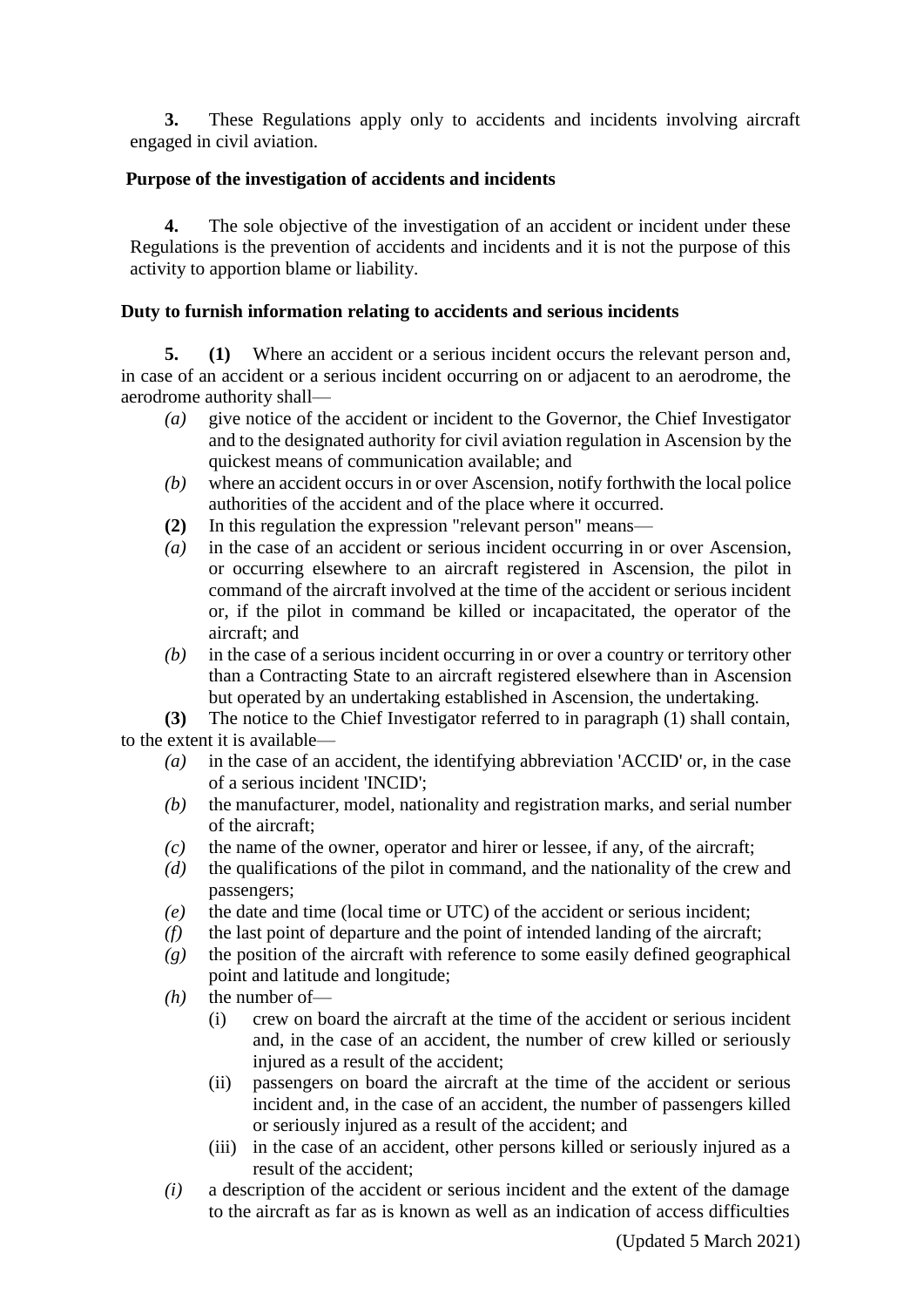**3.** These Regulations apply only to accidents and incidents involving aircraft engaged in civil aviation.

### Purpose of the investigation of accidents and incidents

**4.** The sole objective of the investigation of an accident or incident under these Regulations is the prevention of accidents and incidents and it is not the purpose of this activity to apportion blame or liability.

### Duty to furnish information relating to accidents and serious incidents

**5.** **(1)** Where an accident or a serious incident occurs the relevant person and, in case of an accident or a serious incident occurring on or adjacent to an aerodrome, the aerodrome authority shall—

- *(a)* give notice of the accident or incident to the Governor, the Chief Investigator and to the designated authority for civil aviation regulation in Ascension by the quickest means of communication available; and
- *(b)* where an accident occurs in or over Ascension, notify forthwith the local police authorities of the accident and of the place where it occurred.

**(2)** In this regulation the expression "relevant person" means—

- *(a)* in the case of an accident or serious incident occurring in or over Ascension, or occurring elsewhere to an aircraft registered in Ascension, the pilot in command of the aircraft involved at the time of the accident or serious incident or, if the pilot in command be killed or incapacitated, the operator of the aircraft; and
- *(b)* in the case of a serious incident occurring in or over a country or territory other than a Contracting State to an aircraft registered elsewhere than in Ascension but operated by an undertaking established in Ascension, the undertaking.

**(3)** The notice to the Chief Investigator referred to in paragraph (1) shall contain, to the extent it is available—

- *(a)* in the case of an accident, the identifying abbreviation 'ACCID' or, in the case of a serious incident 'INCID';
- *(b)* the manufacturer, model, nationality and registration marks, and serial number of the aircraft;
- *(c)* the name of the owner, operator and hirer or lessee, if any, of the aircraft;
- *(d)* the qualifications of the pilot in command, and the nationality of the crew and passengers;
- *(e)* the date and time (local time or UTC) of the accident or serious incident;
- *(f)* the last point of departure and the point of intended landing of the aircraft;
- *(g)* the position of the aircraft with reference to some easily defined geographical point and latitude and longitude;
- *(h)* the number of—
  - (i) crew on board the aircraft at the time of the accident or serious incident and, in the case of an accident, the number of crew killed or seriously injured as a result of the accident;
  - (ii) passengers on board the aircraft at the time of the accident or serious incident and, in the case of an accident, the number of passengers killed or seriously injured as a result of the accident; and
  - (iii) in the case of an accident, other persons killed or seriously injured as a result of the accident;
- *(i)* a description of the accident or serious incident and the extent of the damage to the aircraft as far as is known as well as an indication of access difficulties

(Updated 5 March 2021)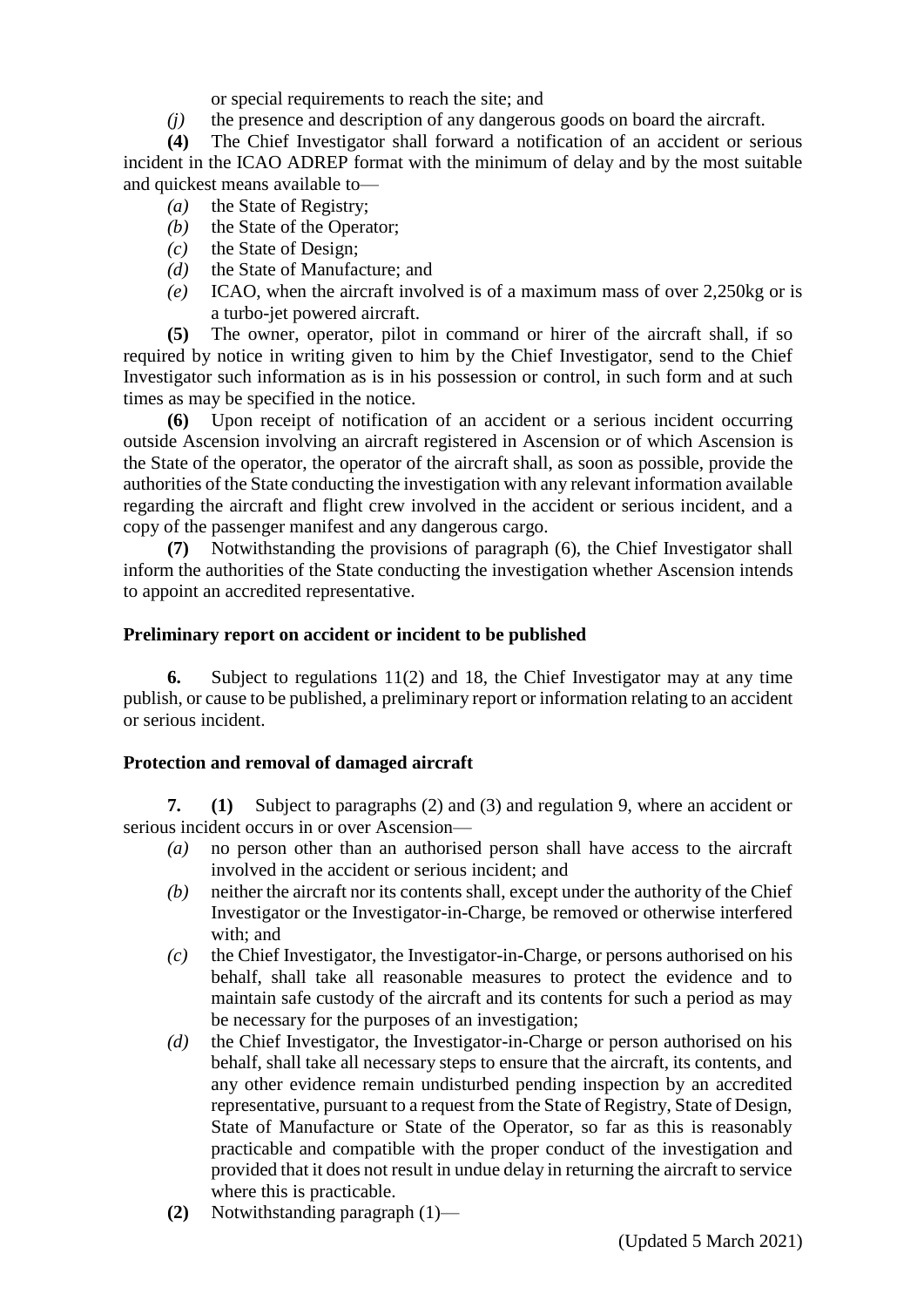or special requirements to reach the site; and

*(j)* the presence and description of any dangerous goods on board the aircraft.

**(4)** The Chief Investigator shall forward a notification of an accident or serious incident in the ICAO ADREP format with the minimum of delay and by the most suitable and quickest means available to—

*(a)* the State of Registry;

*(b)* the State of the Operator;

*(c)* the State of Design;

*(d)* the State of Manufacture; and

*(e)* ICAO, when the aircraft involved is of a maximum mass of over 2,250kg or is a turbo-jet powered aircraft.

**(5)** The owner, operator, pilot in command or hirer of the aircraft shall, if so required by notice in writing given to him by the Chief Investigator, send to the Chief Investigator such information as is in his possession or control, in such form and at such times as may be specified in the notice.

**(6)** Upon receipt of notification of an accident or a serious incident occurring outside Ascension involving an aircraft registered in Ascension or of which Ascension is the State of the operator, the operator of the aircraft shall, as soon as possible, provide the authorities of the State conducting the investigation with any relevant information available regarding the aircraft and flight crew involved in the accident or serious incident, and a copy of the passenger manifest and any dangerous cargo.

**(7)** Notwithstanding the provisions of paragraph (6), the Chief Investigator shall inform the authorities of the State conducting the investigation whether Ascension intends to appoint an accredited representative.

### Preliminary report on accident or incident to be published

**6.** Subject to regulations 11(2) and 18, the Chief Investigator may at any time publish, or cause to be published, a preliminary report or information relating to an accident or serious incident.

### Protection and removal of damaged aircraft

**7. (1)** Subject to paragraphs (2) and (3) and regulation 9, where an accident or serious incident occurs in or over Ascension—

*(a)* no person other than an authorised person shall have access to the aircraft involved in the accident or serious incident; and

*(b)* neither the aircraft nor its contents shall, except under the authority of the Chief Investigator or the Investigator-in-Charge, be removed or otherwise interfered with; and

*(c)* the Chief Investigator, the Investigator-in-Charge, or persons authorised on his behalf, shall take all reasonable measures to protect the evidence and to maintain safe custody of the aircraft and its contents for such a period as may be necessary for the purposes of an investigation;

*(d)* the Chief Investigator, the Investigator-in-Charge or person authorised on his behalf, shall take all necessary steps to ensure that the aircraft, its contents, and any other evidence remain undisturbed pending inspection by an accredited representative, pursuant to a request from the State of Registry, State of Design, State of Manufacture or State of the Operator, so far as this is reasonably practicable and compatible with the proper conduct of the investigation and provided that it does not result in undue delay in returning the aircraft to service where this is practicable.

**(2)** Notwithstanding paragraph (1)—

(Updated 5 March 2021)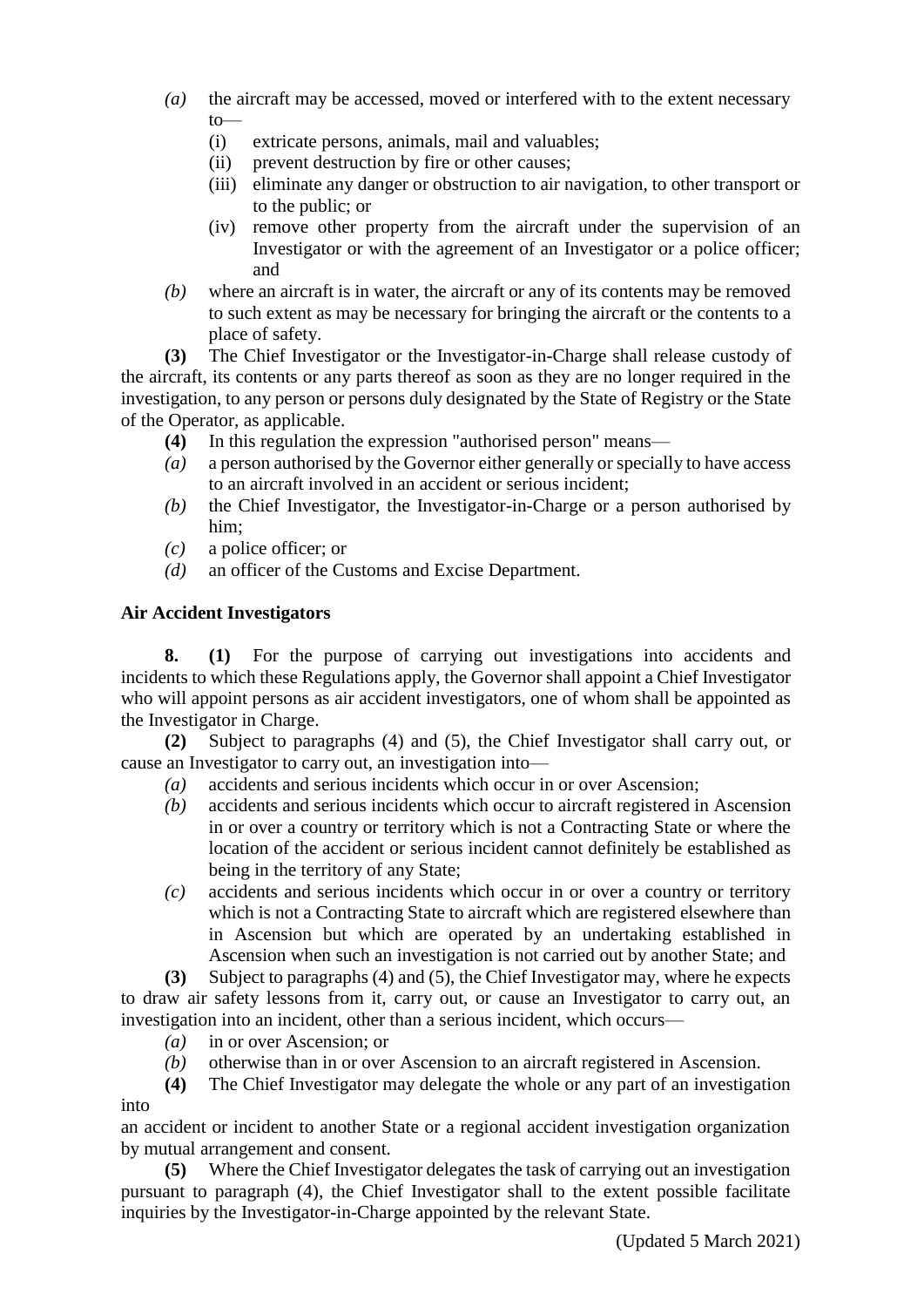*(a)* the aircraft may be accessed, moved or interfered with to the extent necessary to—

(i) extricate persons, animals, mail and valuables;

(ii) prevent destruction by fire or other causes;

(iii) eliminate any danger or obstruction to air navigation, to other transport or to the public; or

(iv) remove other property from the aircraft under the supervision of an Investigator or with the agreement of an Investigator or a police officer; and

*(b)* where an aircraft is in water, the aircraft or any of its contents may be removed to such extent as may be necessary for bringing the aircraft or the contents to a place of safety.

**(3)** The Chief Investigator or the Investigator-in-Charge shall release custody of the aircraft, its contents or any parts thereof as soon as they are no longer required in the investigation, to any person or persons duly designated by the State of Registry or the State of the Operator, as applicable.

**(4)** In this regulation the expression "authorised person" means—

*(a)* a person authorised by the Governor either generally or specially to have access to an aircraft involved in an accident or serious incident;

*(b)* the Chief Investigator, the Investigator-in-Charge or a person authorised by him;

*(c)* a police officer; or

*(d)* an officer of the Customs and Excise Department.

**Air Accident Investigators**

**8.** **(1)** For the purpose of carrying out investigations into accidents and incidents to which these Regulations apply, the Governor shall appoint a Chief Investigator who will appoint persons as air accident investigators, one of whom shall be appointed as the Investigator in Charge.

**(2)** Subject to paragraphs (4) and (5), the Chief Investigator shall carry out, or cause an Investigator to carry out, an investigation into—

*(a)* accidents and serious incidents which occur in or over Ascension;

*(b)* accidents and serious incidents which occur to aircraft registered in Ascension in or over a country or territory which is not a Contracting State or where the location of the accident or serious incident cannot definitely be established as being in the territory of any State;

*(c)* accidents and serious incidents which occur in or over a country or territory which is not a Contracting State to aircraft which are registered elsewhere than in Ascension but which are operated by an undertaking established in Ascension when such an investigation is not carried out by another State; and

**(3)** Subject to paragraphs (4) and (5), the Chief Investigator may, where he expects to draw air safety lessons from it, carry out, or cause an Investigator to carry out, an investigation into an incident, other than a serious incident, which occurs—

*(a)* in or over Ascension; or

*(b)* otherwise than in or over Ascension to an aircraft registered in Ascension.

**(4)** The Chief Investigator may delegate the whole or any part of an investigation into
an accident or incident to another State or a regional accident investigation organization by mutual arrangement and consent.

**(5)** Where the Chief Investigator delegates the task of carrying out an investigation pursuant to paragraph (4), the Chief Investigator shall to the extent possible facilitate inquiries by the Investigator-in-Charge appointed by the relevant State.

(Updated 5 March 2021)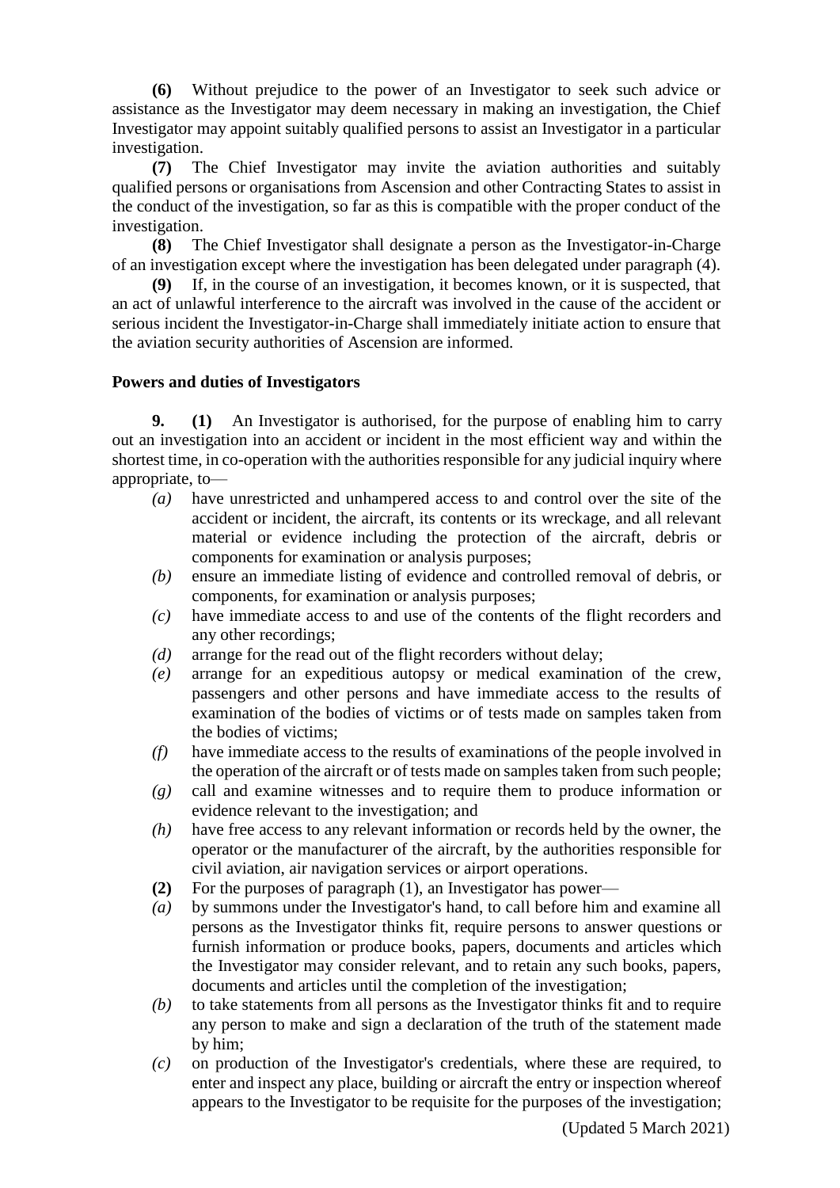**(6)** Without prejudice to the power of an Investigator to seek such advice or assistance as the Investigator may deem necessary in making an investigation, the Chief Investigator may appoint suitably qualified persons to assist an Investigator in a particular investigation.

**(7)** The Chief Investigator may invite the aviation authorities and suitably qualified persons or organisations from Ascension and other Contracting States to assist in the conduct of the investigation, so far as this is compatible with the proper conduct of the investigation.

**(8)** The Chief Investigator shall designate a person as the Investigator-in-Charge of an investigation except where the investigation has been delegated under paragraph (4).

**(9)** If, in the course of an investigation, it becomes known, or it is suspected, that an act of unlawful interference to the aircraft was involved in the cause of the accident or serious incident the Investigator-in-Charge shall immediately initiate action to ensure that the aviation security authorities of Ascension are informed.

### Powers and duties of Investigators

**9. (1)** An Investigator is authorised, for the purpose of enabling him to carry out an investigation into an accident or incident in the most efficient way and within the shortest time, in co-operation with the authorities responsible for any judicial inquiry where appropriate, to—

- *(a)* have unrestricted and unhampered access to and control over the site of the accident or incident, the aircraft, its contents or its wreckage, and all relevant material or evidence including the protection of the aircraft, debris or components for examination or analysis purposes;
- *(b)* ensure an immediate listing of evidence and controlled removal of debris, or components, for examination or analysis purposes;
- *(c)* have immediate access to and use of the contents of the flight recorders and any other recordings;
- *(d)* arrange for the read out of the flight recorders without delay;
- *(e)* arrange for an expeditious autopsy or medical examination of the crew, passengers and other persons and have immediate access to the results of examination of the bodies of victims or of tests made on samples taken from the bodies of victims;
- *(f)* have immediate access to the results of examinations of the people involved in the operation of the aircraft or of tests made on samples taken from such people;
- *(g)* call and examine witnesses and to require them to produce information or evidence relevant to the investigation; and
- *(h)* have free access to any relevant information or records held by the owner, the operator or the manufacturer of the aircraft, by the authorities responsible for civil aviation, air navigation services or airport operations.

**(2)** For the purposes of paragraph (1), an Investigator has power—

- *(a)* by summons under the Investigator's hand, to call before him and examine all persons as the Investigator thinks fit, require persons to answer questions or furnish information or produce books, papers, documents and articles which the Investigator may consider relevant, and to retain any such books, papers, documents and articles until the completion of the investigation;
- *(b)* to take statements from all persons as the Investigator thinks fit and to require any person to make and sign a declaration of the truth of the statement made by him;
- *(c)* on production of the Investigator's credentials, where these are required, to enter and inspect any place, building or aircraft the entry or inspection whereof appears to the Investigator to be requisite for the purposes of the investigation;

(Updated 5 March 2021)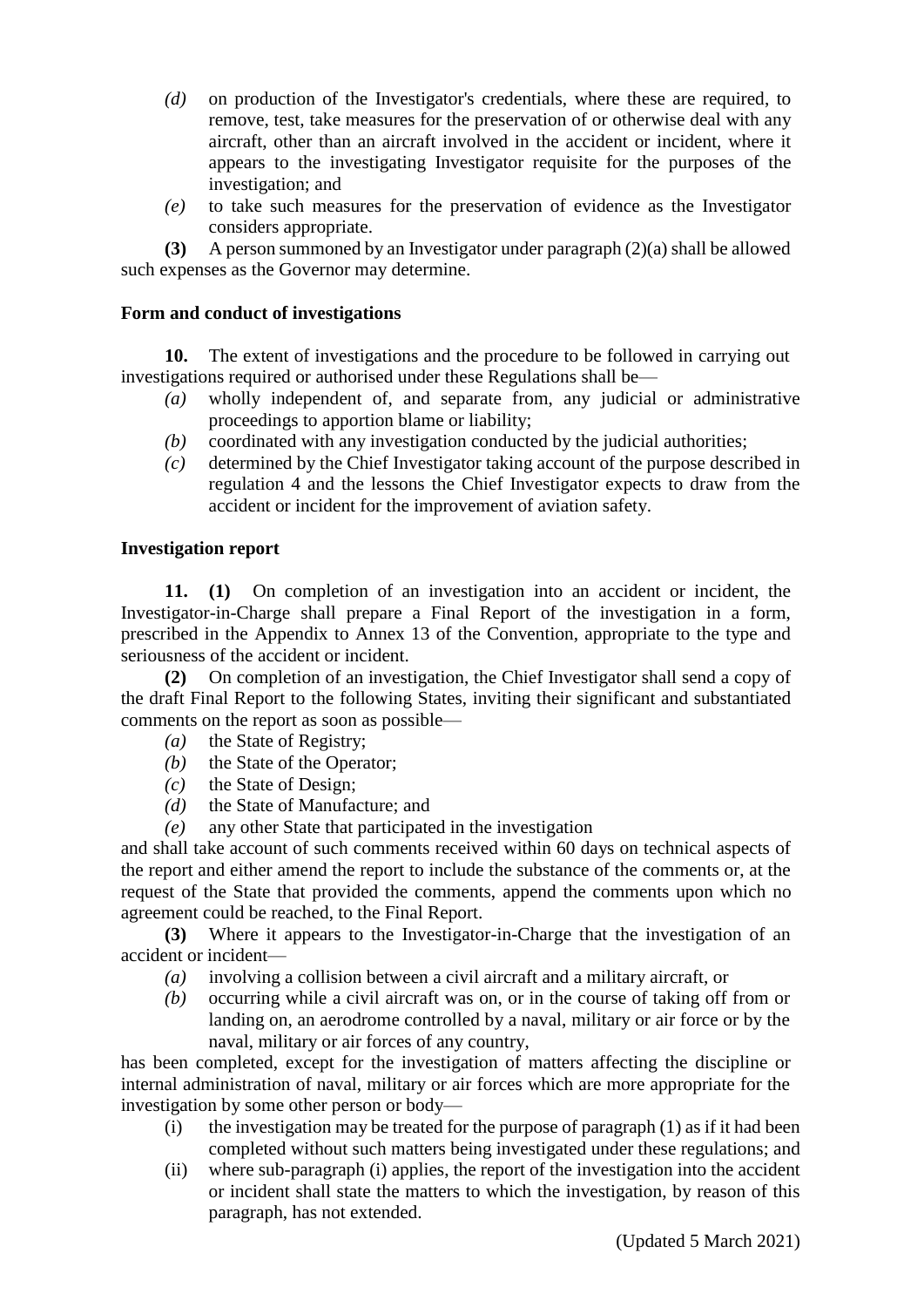*(d)* on production of the Investigator's credentials, where these are required, to remove, test, take measures for the preservation of or otherwise deal with any aircraft, other than an aircraft involved in the accident or incident, where it appears to the investigating Investigator requisite for the purposes of the investigation; and

*(e)* to take such measures for the preservation of evidence as the Investigator considers appropriate.

**(3)** A person summoned by an Investigator under paragraph (2)(a) shall be allowed such expenses as the Governor may determine.

**Form and conduct of investigations**

**10.** The extent of investigations and the procedure to be followed in carrying out investigations required or authorised under these Regulations shall be—

*(a)* wholly independent of, and separate from, any judicial or administrative proceedings to apportion blame or liability;

*(b)* coordinated with any investigation conducted by the judicial authorities;

*(c)* determined by the Chief Investigator taking account of the purpose described in regulation 4 and the lessons the Chief Investigator expects to draw from the accident or incident for the improvement of aviation safety.

**Investigation report**

**11. (1)** On completion of an investigation into an accident or incident, the Investigator-in-Charge shall prepare a Final Report of the investigation in a form, prescribed in the Appendix to Annex 13 of the Convention, appropriate to the type and seriousness of the accident or incident.

**(2)** On completion of an investigation, the Chief Investigator shall send a copy of the draft Final Report to the following States, inviting their significant and substantiated comments on the report as soon as possible—

*(a)* the State of Registry;

*(b)* the State of the Operator;

*(c)* the State of Design;

*(d)* the State of Manufacture; and

*(e)* any other State that participated in the investigation

and shall take account of such comments received within 60 days on technical aspects of the report and either amend the report to include the substance of the comments or, at the request of the State that provided the comments, append the comments upon which no agreement could be reached, to the Final Report.

**(3)** Where it appears to the Investigator-in-Charge that the investigation of an accident or incident—

*(a)* involving a collision between a civil aircraft and a military aircraft, or

*(b)* occurring while a civil aircraft was on, or in the course of taking off from or landing on, an aerodrome controlled by a naval, military or air force or by the naval, military or air forces of any country,

has been completed, except for the investigation of matters affecting the discipline or internal administration of naval, military or air forces which are more appropriate for the investigation by some other person or body—

(i) the investigation may be treated for the purpose of paragraph (1) as if it had been completed without such matters being investigated under these regulations; and

(ii) where sub-paragraph (i) applies, the report of the investigation into the accident or incident shall state the matters to which the investigation, by reason of this paragraph, has not extended.

(Updated 5 March 2021)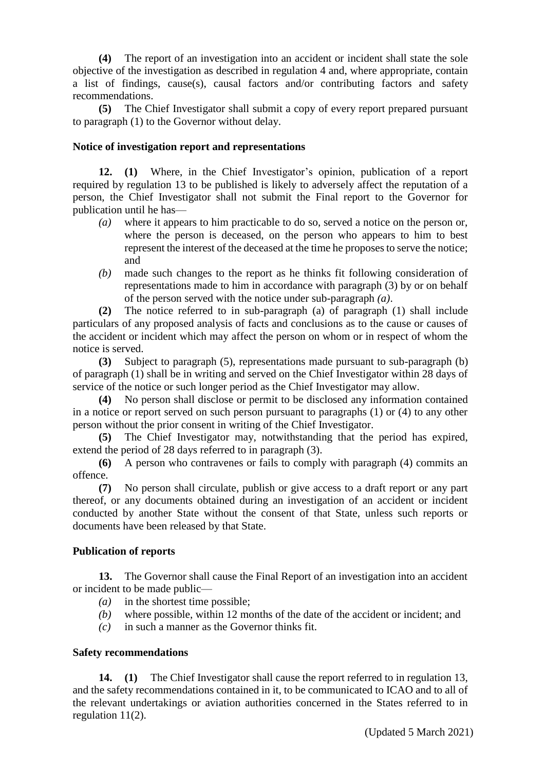**(4)** The report of an investigation into an accident or incident shall state the sole objective of the investigation as described in regulation 4 and, where appropriate, contain a list of findings, cause(s), causal factors and/or contributing factors and safety recommendations.

**(5)** The Chief Investigator shall submit a copy of every report prepared pursuant to paragraph (1) to the Governor without delay.

### Notice of investigation report and representations

**12. (1)** Where, in the Chief Investigator's opinion, publication of a report required by regulation 13 to be published is likely to adversely affect the reputation of a person, the Chief Investigator shall not submit the Final report to the Governor for publication until he has—

*(a)* where it appears to him practicable to do so, served a notice on the person or, where the person is deceased, on the person who appears to him to best represent the interest of the deceased at the time he proposes to serve the notice; and

*(b)* made such changes to the report as he thinks fit following consideration of representations made to him in accordance with paragraph (3) by or on behalf of the person served with the notice under sub-paragraph *(a)*.

**(2)** The notice referred to in sub-paragraph (a) of paragraph (1) shall include particulars of any proposed analysis of facts and conclusions as to the cause or causes of the accident or incident which may affect the person on whom or in respect of whom the notice is served.

**(3)** Subject to paragraph (5), representations made pursuant to sub-paragraph (b) of paragraph (1) shall be in writing and served on the Chief Investigator within 28 days of service of the notice or such longer period as the Chief Investigator may allow.

**(4)** No person shall disclose or permit to be disclosed any information contained in a notice or report served on such person pursuant to paragraphs (1) or (4) to any other person without the prior consent in writing of the Chief Investigator.

**(5)** The Chief Investigator may, notwithstanding that the period has expired, extend the period of 28 days referred to in paragraph (3).

**(6)** A person who contravenes or fails to comply with paragraph (4) commits an offence.

**(7)** No person shall circulate, publish or give access to a draft report or any part thereof, or any documents obtained during an investigation of an accident or incident conducted by another State without the consent of that State, unless such reports or documents have been released by that State.

### Publication of reports

**13.** The Governor shall cause the Final Report of an investigation into an accident or incident to be made public—

*(a)* in the shortest time possible;

*(b)* where possible, within 12 months of the date of the accident or incident; and

*(c)* in such a manner as the Governor thinks fit.

### Safety recommendations

**14. (1)** The Chief Investigator shall cause the report referred to in regulation 13, and the safety recommendations contained in it, to be communicated to ICAO and to all of the relevant undertakings or aviation authorities concerned in the States referred to in regulation 11(2).

(Updated 5 March 2021)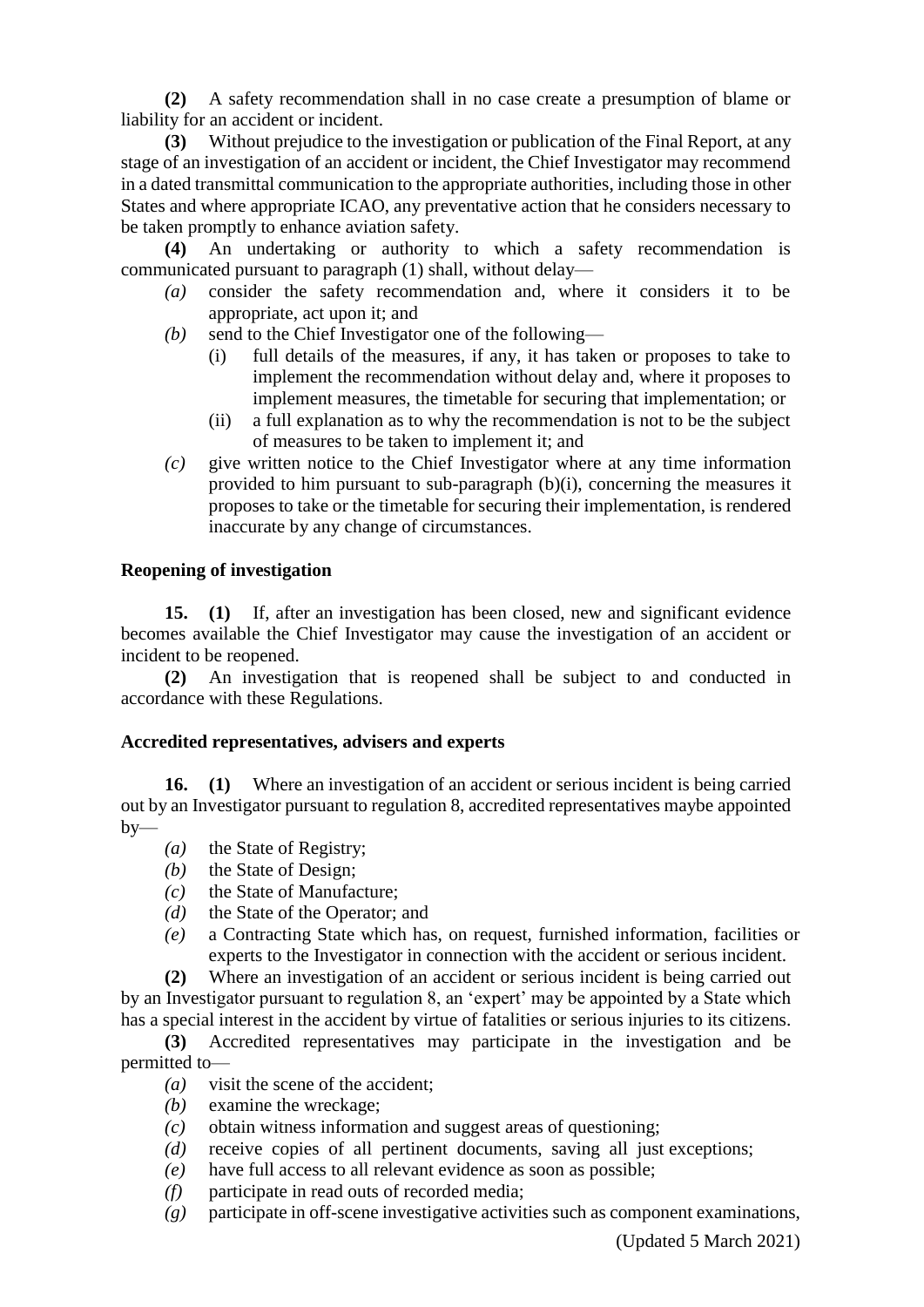**(2)** A safety recommendation shall in no case create a presumption of blame or liability for an accident or incident.

**(3)** Without prejudice to the investigation or publication of the Final Report, at any stage of an investigation of an accident or incident, the Chief Investigator may recommend in a dated transmittal communication to the appropriate authorities, including those in other States and where appropriate ICAO, any preventative action that he considers necessary to be taken promptly to enhance aviation safety.

**(4)** An undertaking or authority to which a safety recommendation is communicated pursuant to paragraph (1) shall, without delay—

- *(a)* consider the safety recommendation and, where it considers it to be appropriate, act upon it; and
- *(b)* send to the Chief Investigator one of the following—
  - (i) full details of the measures, if any, it has taken or proposes to take to implement the recommendation without delay and, where it proposes to implement measures, the timetable for securing that implementation; or
  - (ii) a full explanation as to why the recommendation is not to be the subject of measures to be taken to implement it; and
- *(c)* give written notice to the Chief Investigator where at any time information provided to him pursuant to sub-paragraph (b)(i), concerning the measures it proposes to take or the timetable for securing their implementation, is rendered inaccurate by any change of circumstances.

**Reopening of investigation**

**15. (1)** If, after an investigation has been closed, new and significant evidence becomes available the Chief Investigator may cause the investigation of an accident or incident to be reopened.

**(2)** An investigation that is reopened shall be subject to and conducted in accordance with these Regulations.

**Accredited representatives, advisers and experts**

**16. (1)** Where an investigation of an accident or serious incident is being carried out by an Investigator pursuant to regulation 8, accredited representatives maybe appointed by—

- *(a)* the State of Registry;
- *(b)* the State of Design;
- *(c)* the State of Manufacture;
- *(d)* the State of the Operator; and
- *(e)* a Contracting State which has, on request, furnished information, facilities or experts to the Investigator in connection with the accident or serious incident.

**(2)** Where an investigation of an accident or serious incident is being carried out by an Investigator pursuant to regulation 8, an 'expert' may be appointed by a State which has a special interest in the accident by virtue of fatalities or serious injuries to its citizens.

**(3)** Accredited representatives may participate in the investigation and be permitted to—

- *(a)* visit the scene of the accident;
- *(b)* examine the wreckage;
- *(c)* obtain witness information and suggest areas of questioning;
- *(d)* receive copies of all pertinent documents, saving all just exceptions;
- *(e)* have full access to all relevant evidence as soon as possible;
- *(f)* participate in read outs of recorded media;
- *(g)* participate in off-scene investigative activities such as component examinations,

(Updated 5 March 2021)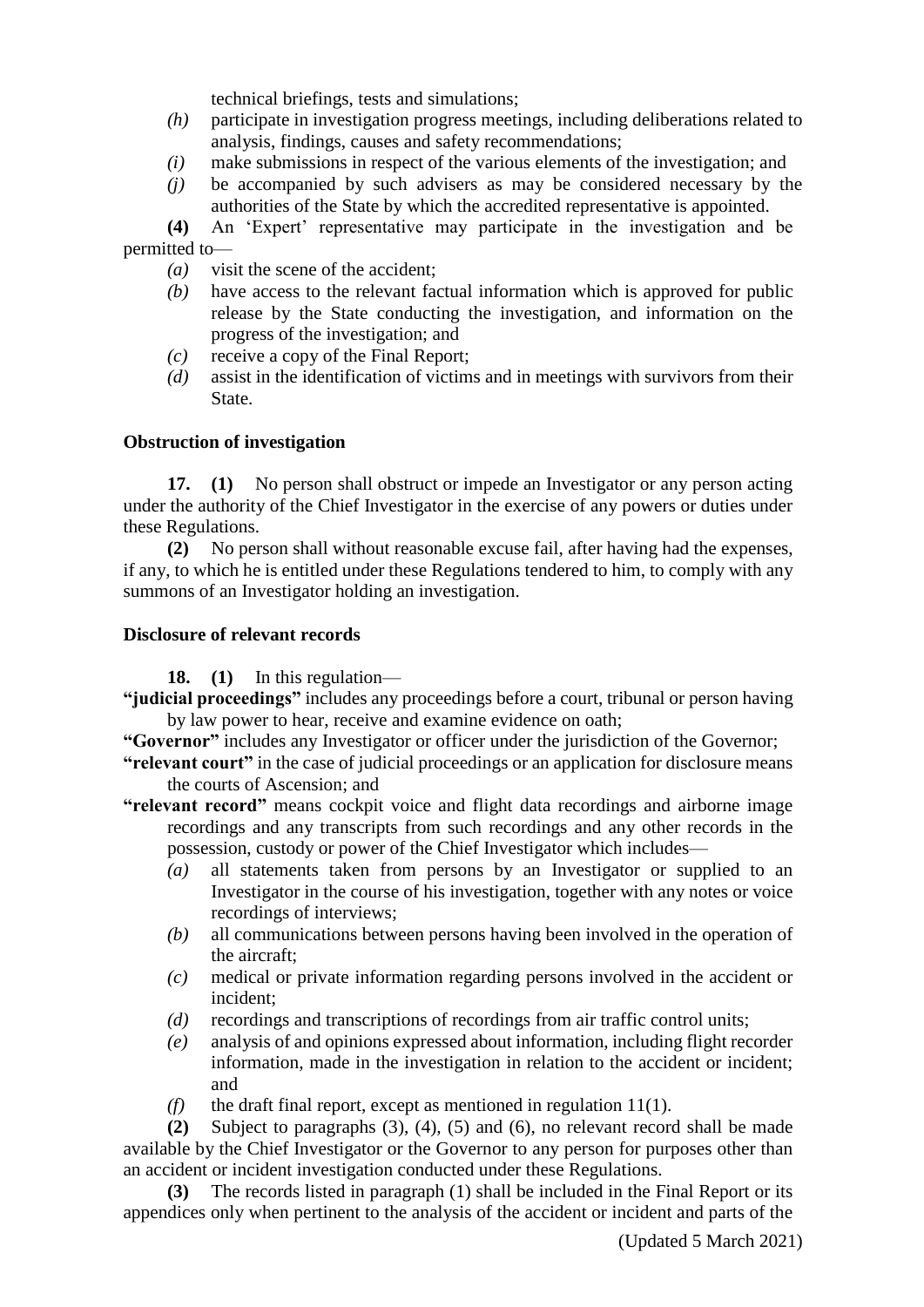technical briefings, tests and simulations;

*(h)* participate in investigation progress meetings, including deliberations related to analysis, findings, causes and safety recommendations;

*(i)* make submissions in respect of the various elements of the investigation; and

*(j)* be accompanied by such advisers as may be considered necessary by the authorities of the State by which the accredited representative is appointed.

**(4)** An 'Expert' representative may participate in the investigation and be permitted to—

*(a)* visit the scene of the accident;

*(b)* have access to the relevant factual information which is approved for public release by the State conducting the investigation, and information on the progress of the investigation; and

*(c)* receive a copy of the Final Report;

*(d)* assist in the identification of victims and in meetings with survivors from their State.

**Obstruction of investigation**

**17. (1)** No person shall obstruct or impede an Investigator or any person acting under the authority of the Chief Investigator in the exercise of any powers or duties under these Regulations.

**(2)** No person shall without reasonable excuse fail, after having had the expenses, if any, to which he is entitled under these Regulations tendered to him, to comply with any summons of an Investigator holding an investigation.

**Disclosure of relevant records**

**18. (1)** In this regulation—

**"judicial proceedings"** includes any proceedings before a court, tribunal or person having by law power to hear, receive and examine evidence on oath;

**"Governor"** includes any Investigator or officer under the jurisdiction of the Governor;

**"relevant court"** in the case of judicial proceedings or an application for disclosure means the courts of Ascension; and

**"relevant record"** means cockpit voice and flight data recordings and airborne image recordings and any transcripts from such recordings and any other records in the possession, custody or power of the Chief Investigator which includes—

*(a)* all statements taken from persons by an Investigator or supplied to an Investigator in the course of his investigation, together with any notes or voice recordings of interviews;

*(b)* all communications between persons having been involved in the operation of the aircraft;

*(c)* medical or private information regarding persons involved in the accident or incident;

*(d)* recordings and transcriptions of recordings from air traffic control units;

*(e)* analysis of and opinions expressed about information, including flight recorder information, made in the investigation in relation to the accident or incident; and

*(f)* the draft final report, except as mentioned in regulation 11(1).

**(2)** Subject to paragraphs (3), (4), (5) and (6), no relevant record shall be made available by the Chief Investigator or the Governor to any person for purposes other than an accident or incident investigation conducted under these Regulations.

**(3)** The records listed in paragraph (1) shall be included in the Final Report or its appendices only when pertinent to the analysis of the accident or incident and parts of the

(Updated 5 March 2021)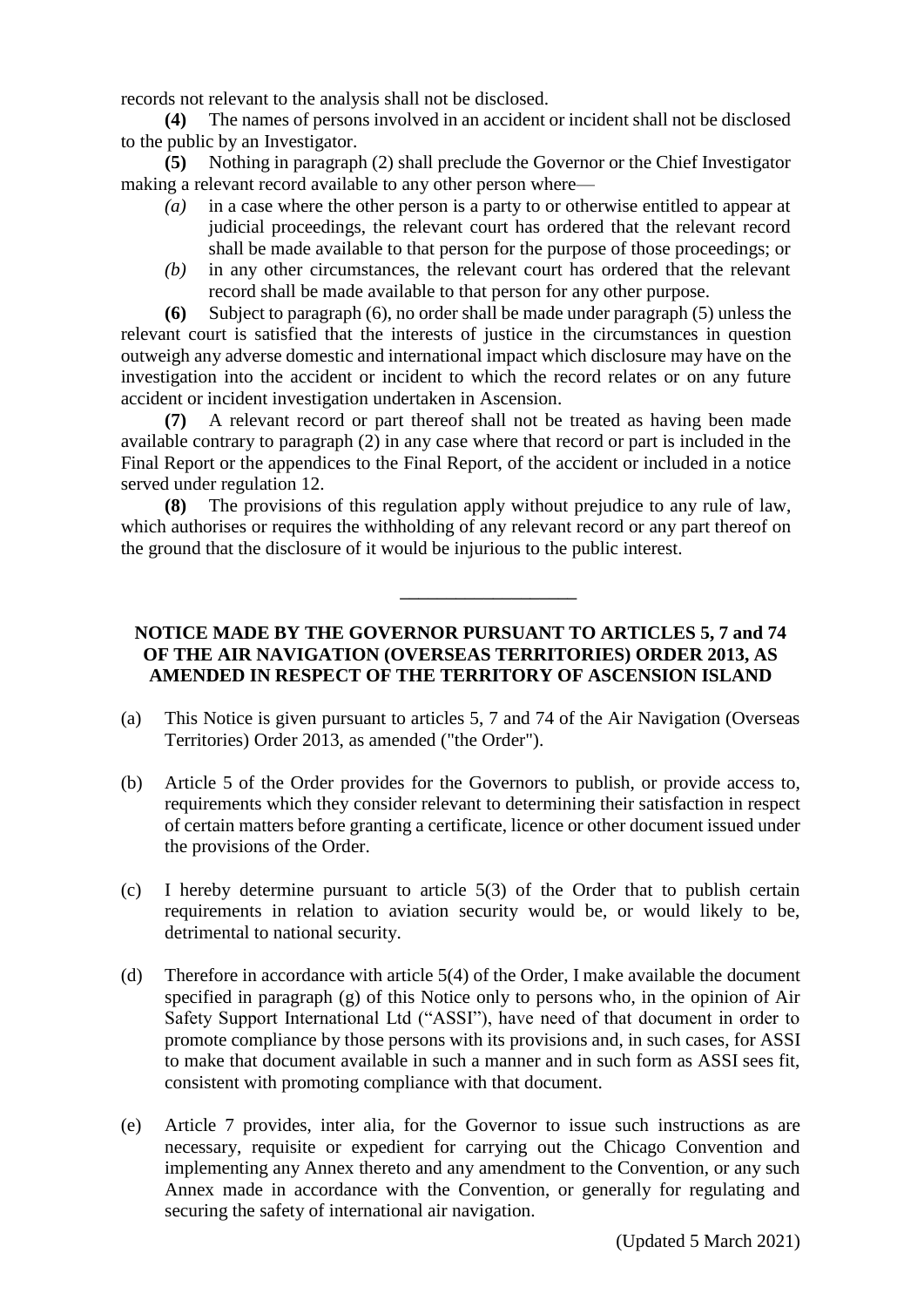records not relevant to the analysis shall not be disclosed.

**(4)** The names of persons involved in an accident or incident shall not be disclosed to the public by an Investigator.

**(5)** Nothing in paragraph (2) shall preclude the Governor or the Chief Investigator making a relevant record available to any other person where—

- *(a)* in a case where the other person is a party to or otherwise entitled to appear at judicial proceedings, the relevant court has ordered that the relevant record shall be made available to that person for the purpose of those proceedings; or
- *(b)* in any other circumstances, the relevant court has ordered that the relevant record shall be made available to that person for any other purpose.

**(6)** Subject to paragraph (6), no order shall be made under paragraph (5) unless the relevant court is satisfied that the interests of justice in the circumstances in question outweigh any adverse domestic and international impact which disclosure may have on the investigation into the accident or incident to which the record relates or on any future accident or incident investigation undertaken in Ascension.

**(7)** A relevant record or part thereof shall not be treated as having been made available contrary to paragraph (2) in any case where that record or part is included in the Final Report or the appendices to the Final Report, of the accident or included in a notice served under regulation 12.

**(8)** The provisions of this regulation apply without prejudice to any rule of law, which authorises or requires the withholding of any relevant record or any part thereof on the ground that the disclosure of it would be injurious to the public interest.

---

## NOTICE MADE BY THE GOVERNOR PURSUANT TO ARTICLES 5, 7 and 74 OF THE AIR NAVIGATION (OVERSEAS TERRITORIES) ORDER 2013, AS AMENDED IN RESPECT OF THE TERRITORY OF ASCENSION ISLAND

(a) This Notice is given pursuant to articles 5, 7 and 74 of the Air Navigation (Overseas Territories) Order 2013, as amended ("the Order").

(b) Article 5 of the Order provides for the Governors to publish, or provide access to, requirements which they consider relevant to determining their satisfaction in respect of certain matters before granting a certificate, licence or other document issued under the provisions of the Order.

(c) I hereby determine pursuant to article 5(3) of the Order that to publish certain requirements in relation to aviation security would be, or would likely to be, detrimental to national security.

(d) Therefore in accordance with article 5(4) of the Order, I make available the document specified in paragraph (g) of this Notice only to persons who, in the opinion of Air Safety Support International Ltd ("ASSI"), have need of that document in order to promote compliance by those persons with its provisions and, in such cases, for ASSI to make that document available in such a manner and in such form as ASSI sees fit, consistent with promoting compliance with that document.

(e) Article 7 provides, inter alia, for the Governor to issue such instructions as are necessary, requisite or expedient for carrying out the Chicago Convention and implementing any Annex thereto and any amendment to the Convention, or any such Annex made in accordance with the Convention, or generally for regulating and securing the safety of international air navigation.

(Updated 5 March 2021)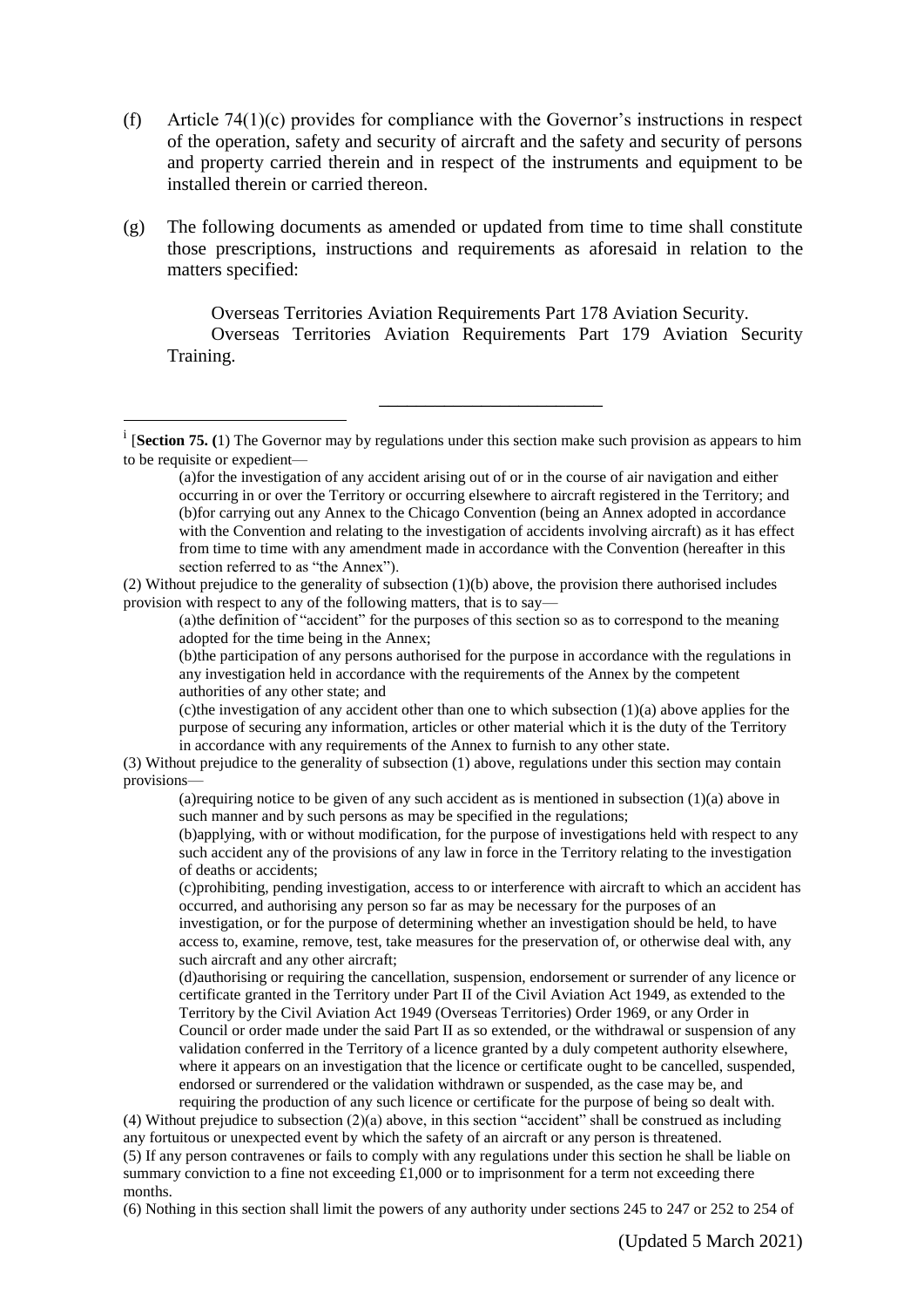(f) Article 74(1)(c) provides for compliance with the Governor's instructions in respect of the operation, safety and security of aircraft and the safety and security of persons and property carried therein and in respect of the instruments and equipment to be installed therein or carried thereon.

(g) The following documents as amended or updated from time to time shall constitute those prescriptions, instructions and requirements as aforesaid in relation to the matters specified:

Overseas Territories Aviation Requirements Part 178 Aviation Security.
Overseas Territories Aviation Requirements Part 179 Aviation Security Training.

---

[i] [**Section 75. (**1) The Governor may by regulations under this section make such provision as appears to him to be requisite or expedient—

(a)for the investigation of any accident arising out of or in the course of air navigation and either occurring in or over the Territory or occurring elsewhere to aircraft registered in the Territory; and
(b)for carrying out any Annex to the Chicago Convention (being an Annex adopted in accordance with the Convention and relating to the investigation of accidents involving aircraft) as it has effect from time to time with any amendment made in accordance with the Convention (hereafter in this section referred to as "the Annex").

(2) Without prejudice to the generality of subsection (1)(b) above, the provision there authorised includes provision with respect to any of the following matters, that is to say—

(a)the definition of "accident" for the purposes of this section so as to correspond to the meaning adopted for the time being in the Annex;
(b)the participation of any persons authorised for the purpose in accordance with the regulations in any investigation held in accordance with the requirements of the Annex by the competent authorities of any other state; and
(c)the investigation of any accident other than one to which subsection (1)(a) above applies for the purpose of securing any information, articles or other material which it is the duty of the Territory in accordance with any requirements of the Annex to furnish to any other state.

(3) Without prejudice to the generality of subsection (1) above, regulations under this section may contain provisions—

(a)requiring notice to be given of any such accident as is mentioned in subsection (1)(a) above in such manner and by such persons as may be specified in the regulations;
(b)applying, with or without modification, for the purpose of investigations held with respect to any such accident any of the provisions of any law in force in the Territory relating to the investigation of deaths or accidents;
(c)prohibiting, pending investigation, access to or interference with aircraft to which an accident has occurred, and authorising any person so far as may be necessary for the purposes of an investigation, or for the purpose of determining whether an investigation should be held, to have access to, examine, remove, test, take measures for the preservation of, or otherwise deal with, any such aircraft and any other aircraft;
(d)authorising or requiring the cancellation, suspension, endorsement or surrender of any licence or certificate granted in the Territory under Part II of the Civil Aviation Act 1949, as extended to the Territory by the Civil Aviation Act 1949 (Overseas Territories) Order 1969, or any Order in Council or order made under the said Part II as so extended, or the withdrawal or suspension of any validation conferred in the Territory of a licence granted by a duly competent authority elsewhere, where it appears on an investigation that the licence or certificate ought to be cancelled, suspended, endorsed or surrendered or the validation withdrawn or suspended, as the case may be, and requiring the production of any such licence or certificate for the purpose of being so dealt with.

(4) Without prejudice to subsection (2)(a) above, in this section "accident" shall be construed as including any fortuitous or unexpected event by which the safety of an aircraft or any person is threatened.
(5) If any person contravenes or fails to comply with any regulations under this section he shall be liable on summary conviction to a fine not exceeding £1,000 or to imprisonment for a term not exceeding there months.
(6) Nothing in this section shall limit the powers of any authority under sections 245 to 247 or 252 to 254 of

(Updated 5 March 2021)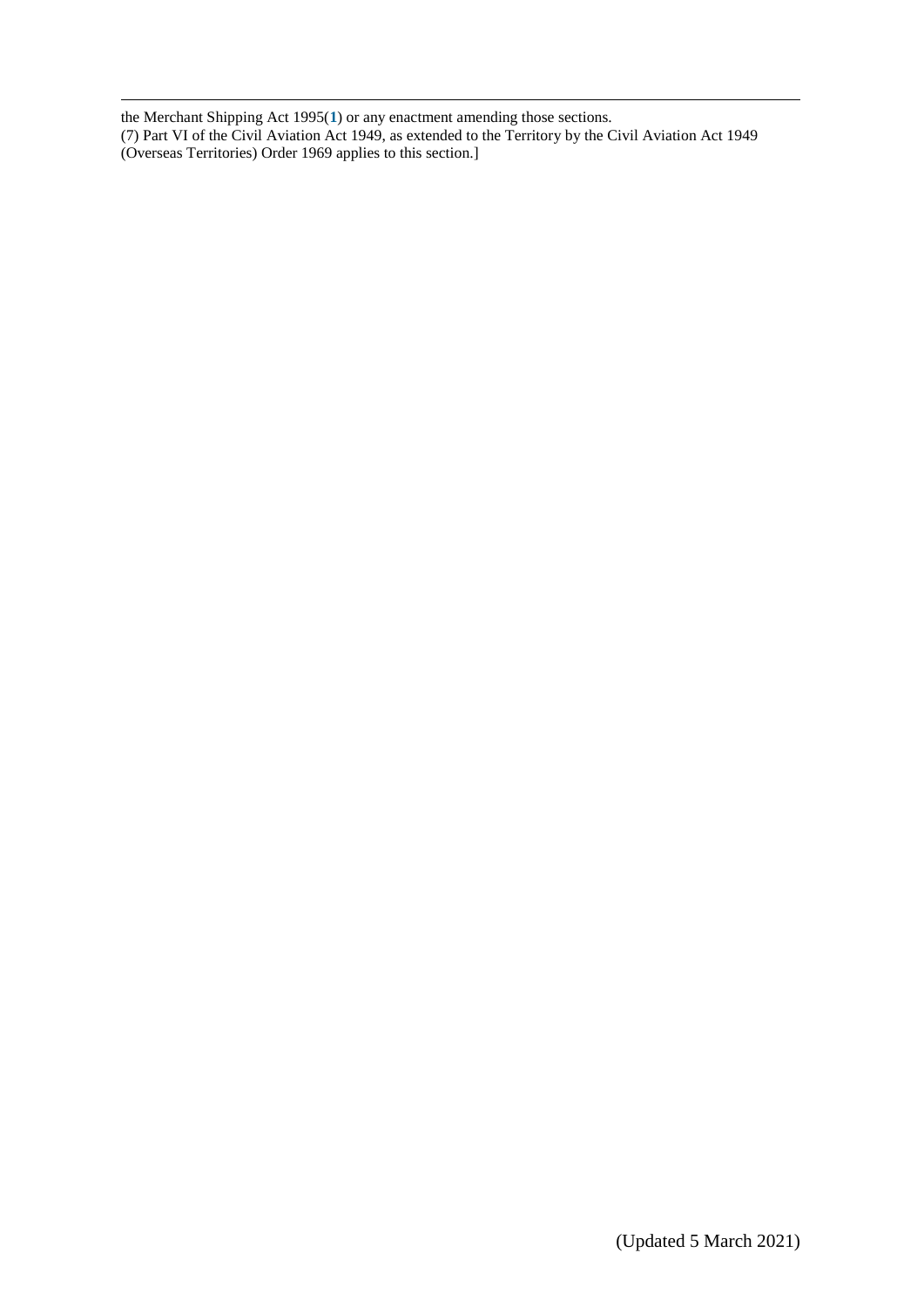the Merchant Shipping Act 1995([1]) or any enactment amending those sections.

(7) Part VI of the Civil Aviation Act 1949, as extended to the Territory by the Civil Aviation Act 1949 (Overseas Territories) Order 1969 applies to this section.]